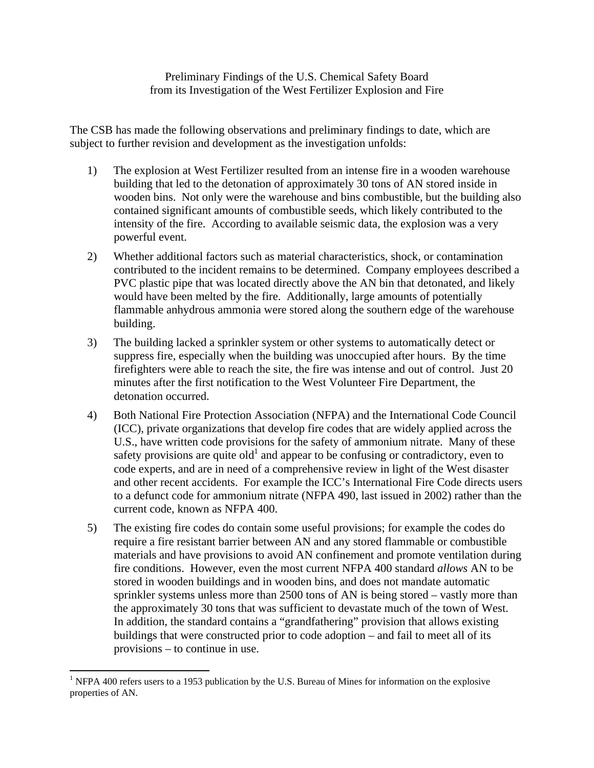# Preliminary Findings of the U.S. Chemical Safety Board from its Investigation of the West Fertilizer Explosion and Fire

The CSB has made the following observations and preliminary findings to date, which are subject to further revision and development as the investigation unfolds:

1) The explosion at West Fertilizer resulted from an intense fire in a wooden warehouse building that led to the detonation of approximately 30 tons of AN stored inside in wooden bins. Not only were the warehouse and bins combustible, but the building also contained significant amounts of combustible seeds, which likely contributed to the intensity of the fire. According to available seismic data, the explosion was a very powerful event.

2) Whether additional factors such as material characteristics, shock, or contamination contributed to the incident remains to be determined. Company employees described a PVC plastic pipe that was located directly above the AN bin that detonated, and likely would have been melted by the fire. Additionally, large amounts of potentially flammable anhydrous ammonia were stored along the southern edge of the warehouse building.

3) The building lacked a sprinkler system or other systems to automatically detect or suppress fire, especially when the building was unoccupied after hours. By the time firefighters were able to reach the site, the fire was intense and out of control. Just 20 minutes after the first notification to the West Volunteer Fire Department, the detonation occurred.

4) Both National Fire Protection Association (NFPA) and the International Code Council (ICC), private organizations that develop fire codes that are widely applied across the U.S., have written code provisions for the safety of ammonium nitrate. Many of these safety provisions are quite old[1] and appear to be confusing or contradictory, even to code experts, and are in need of a comprehensive review in light of the West disaster and other recent accidents. For example the ICC's International Fire Code directs users to a defunct code for ammonium nitrate (NFPA 490, last issued in 2002) rather than the current code, known as NFPA 400.

5) The existing fire codes do contain some useful provisions; for example the codes do require a fire resistant barrier between AN and any stored flammable or combustible materials and have provisions to avoid AN confinement and promote ventilation during fire conditions. However, even the most current NFPA 400 standard *allows* AN to be stored in wooden buildings and in wooden bins, and does not mandate automatic sprinkler systems unless more than 2500 tons of AN is being stored – vastly more than the approximately 30 tons that was sufficient to devastate much of the town of West. In addition, the standard contains a "grandfathering" provision that allows existing buildings that were constructed prior to code adoption – and fail to meet all of its provisions – to continue in use.

---

[1] NFPA 400 refers users to a 1953 publication by the U.S. Bureau of Mines for information on the explosive properties of AN.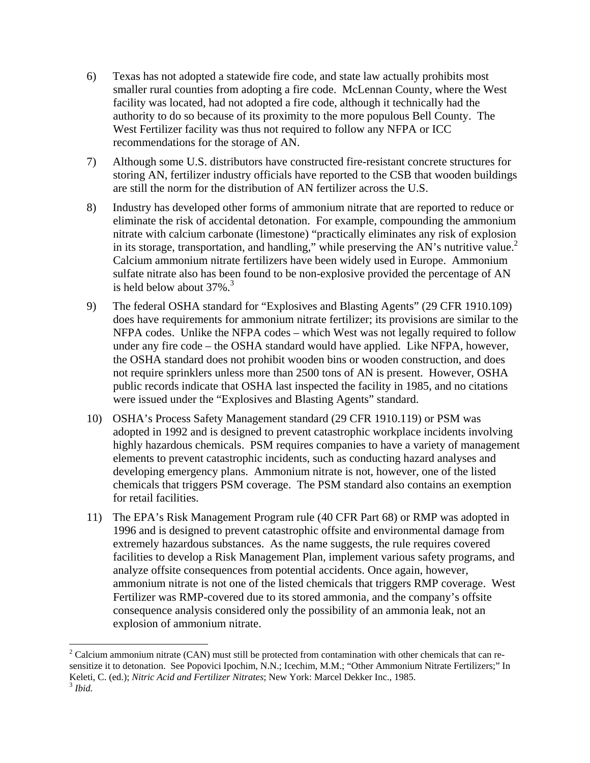6) Texas has not adopted a statewide fire code, and state law actually prohibits most smaller rural counties from adopting a fire code. McLennan County, where the West facility was located, had not adopted a fire code, although it technically had the authority to do so because of its proximity to the more populous Bell County. The West Fertilizer facility was thus not required to follow any NFPA or ICC recommendations for the storage of AN.

7) Although some U.S. distributors have constructed fire-resistant concrete structures for storing AN, fertilizer industry officials have reported to the CSB that wooden buildings are still the norm for the distribution of AN fertilizer across the U.S.

8) Industry has developed other forms of ammonium nitrate that are reported to reduce or eliminate the risk of accidental detonation. For example, compounding the ammonium nitrate with calcium carbonate (limestone) "practically eliminates any risk of explosion in its storage, transportation, and handling," while preserving the AN's nutritive value.[2] Calcium ammonium nitrate fertilizers have been widely used in Europe. Ammonium sulfate nitrate also has been found to be non-explosive provided the percentage of AN is held below about 37%.[3]

9) The federal OSHA standard for "Explosives and Blasting Agents" (29 CFR 1910.109) does have requirements for ammonium nitrate fertilizer; its provisions are similar to the NFPA codes. Unlike the NFPA codes – which West was not legally required to follow under any fire code – the OSHA standard would have applied. Like NFPA, however, the OSHA standard does not prohibit wooden bins or wooden construction, and does not require sprinklers unless more than 2500 tons of AN is present. However, OSHA public records indicate that OSHA last inspected the facility in 1985, and no citations were issued under the "Explosives and Blasting Agents" standard.

10) OSHA's Process Safety Management standard (29 CFR 1910.119) or PSM was adopted in 1992 and is designed to prevent catastrophic workplace incidents involving highly hazardous chemicals. PSM requires companies to have a variety of management elements to prevent catastrophic incidents, such as conducting hazard analyses and developing emergency plans. Ammonium nitrate is not, however, one of the listed chemicals that triggers PSM coverage. The PSM standard also contains an exemption for retail facilities.

11) The EPA's Risk Management Program rule (40 CFR Part 68) or RMP was adopted in 1996 and is designed to prevent catastrophic offsite and environmental damage from extremely hazardous substances. As the name suggests, the rule requires covered facilities to develop a Risk Management Plan, implement various safety programs, and analyze offsite consequences from potential accidents. Once again, however, ammonium nitrate is not one of the listed chemicals that triggers RMP coverage. West Fertilizer was RMP-covered due to its stored ammonia, and the company's offsite consequence analysis considered only the possibility of an ammonia leak, not an explosion of ammonium nitrate.

---

[2] Calcium ammonium nitrate (CAN) must still be protected from contamination with other chemicals that can re-sensitize it to detonation. See Popovici Ipochim, N.N.; Icechim, M.M.; "Other Ammonium Nitrate Fertilizers;" In Keleti, C. (ed.); *Nitric Acid and Fertilizer Nitrates*; New York: Marcel Dekker Inc., 1985.

[3] *Ibid.*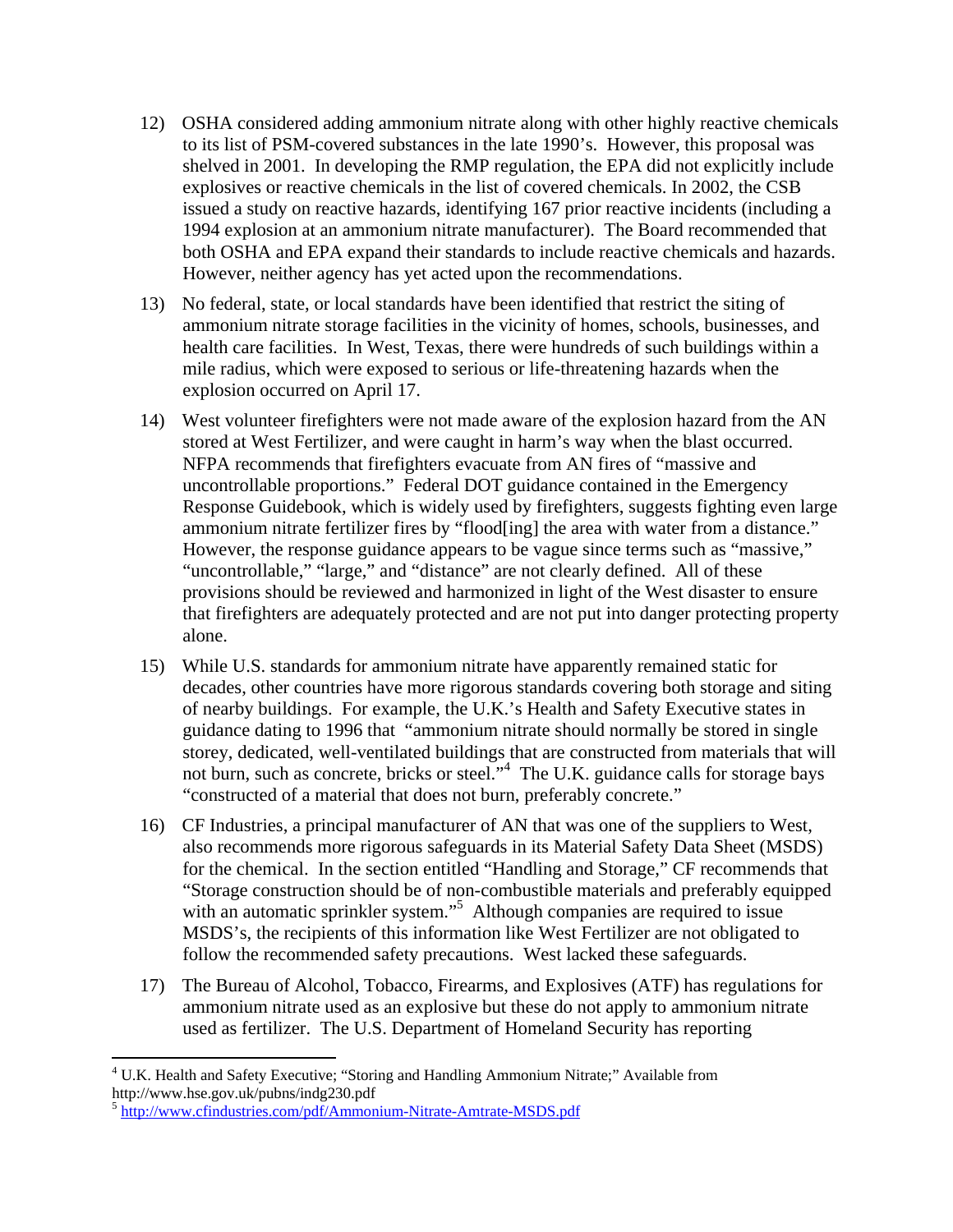12) OSHA considered adding ammonium nitrate along with other highly reactive chemicals to its list of PSM-covered substances in the late 1990's. However, this proposal was shelved in 2001. In developing the RMP regulation, the EPA did not explicitly include explosives or reactive chemicals in the list of covered chemicals. In 2002, the CSB issued a study on reactive hazards, identifying 167 prior reactive incidents (including a 1994 explosion at an ammonium nitrate manufacturer). The Board recommended that both OSHA and EPA expand their standards to include reactive chemicals and hazards. However, neither agency has yet acted upon the recommendations.

13) No federal, state, or local standards have been identified that restrict the siting of ammonium nitrate storage facilities in the vicinity of homes, schools, businesses, and health care facilities. In West, Texas, there were hundreds of such buildings within a mile radius, which were exposed to serious or life-threatening hazards when the explosion occurred on April 17.

14) West volunteer firefighters were not made aware of the explosion hazard from the AN stored at West Fertilizer, and were caught in harm's way when the blast occurred. NFPA recommends that firefighters evacuate from AN fires of "massive and uncontrollable proportions." Federal DOT guidance contained in the Emergency Response Guidebook, which is widely used by firefighters, suggests fighting even large ammonium nitrate fertilizer fires by "flood[ing] the area with water from a distance." However, the response guidance appears to be vague since terms such as "massive," "uncontrollable," "large," and "distance" are not clearly defined. All of these provisions should be reviewed and harmonized in light of the West disaster to ensure that firefighters are adequately protected and are not put into danger protecting property alone.

15) While U.S. standards for ammonium nitrate have apparently remained static for decades, other countries have more rigorous standards covering both storage and siting of nearby buildings. For example, the U.K.'s Health and Safety Executive states in guidance dating to 1996 that "ammonium nitrate should normally be stored in single storey, dedicated, well-ventilated buildings that are constructed from materials that will not burn, such as concrete, bricks or steel."[4] The U.K. guidance calls for storage bays "constructed of a material that does not burn, preferably concrete."

16) CF Industries, a principal manufacturer of AN that was one of the suppliers to West, also recommends more rigorous safeguards in its Material Safety Data Sheet (MSDS) for the chemical. In the section entitled "Handling and Storage," CF recommends that "Storage construction should be of non-combustible materials and preferably equipped with an automatic sprinkler system."[5] Although companies are required to issue MSDS's, the recipients of this information like West Fertilizer are not obligated to follow the recommended safety precautions. West lacked these safeguards.

17) The Bureau of Alcohol, Tobacco, Firearms, and Explosives (ATF) has regulations for ammonium nitrate used as an explosive but these do not apply to ammonium nitrate used as fertilizer. The U.S. Department of Homeland Security has reporting

---

[4] U.K. Health and Safety Executive; "Storing and Handling Ammonium Nitrate;" Available from http://www.hse.gov.uk/pubns/indg230.pdf

[5] http://www.cfindustries.com/pdf/Ammonium-Nitrate-Amtrate-MSDS.pdf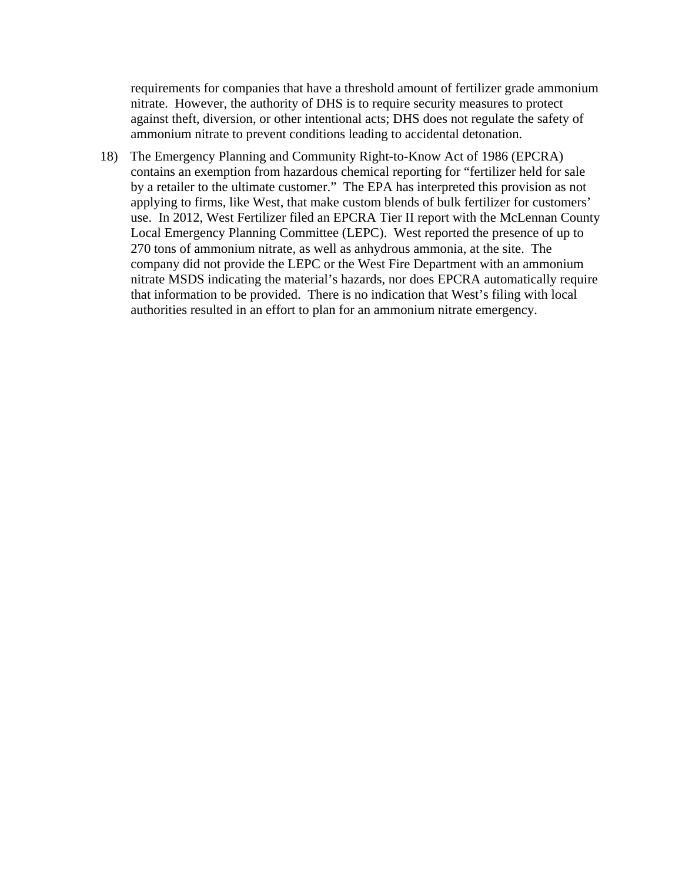requirements for companies that have a threshold amount of fertilizer grade ammonium nitrate. However, the authority of DHS is to require security measures to protect against theft, diversion, or other intentional acts; DHS does not regulate the safety of ammonium nitrate to prevent conditions leading to accidental detonation.

18) The Emergency Planning and Community Right-to-Know Act of 1986 (EPCRA) contains an exemption from hazardous chemical reporting for "fertilizer held for sale by a retailer to the ultimate customer." The EPA has interpreted this provision as not applying to firms, like West, that make custom blends of bulk fertilizer for customers' use. In 2012, West Fertilizer filed an EPCRA Tier II report with the McLennan County Local Emergency Planning Committee (LEPC). West reported the presence of up to 270 tons of ammonium nitrate, as well as anhydrous ammonia, at the site. The company did not provide the LEPC or the West Fire Department with an ammonium nitrate MSDS indicating the material's hazards, nor does EPCRA automatically require that information to be provided. There is no indication that West's filing with local authorities resulted in an effort to plan for an ammonium nitrate emergency.